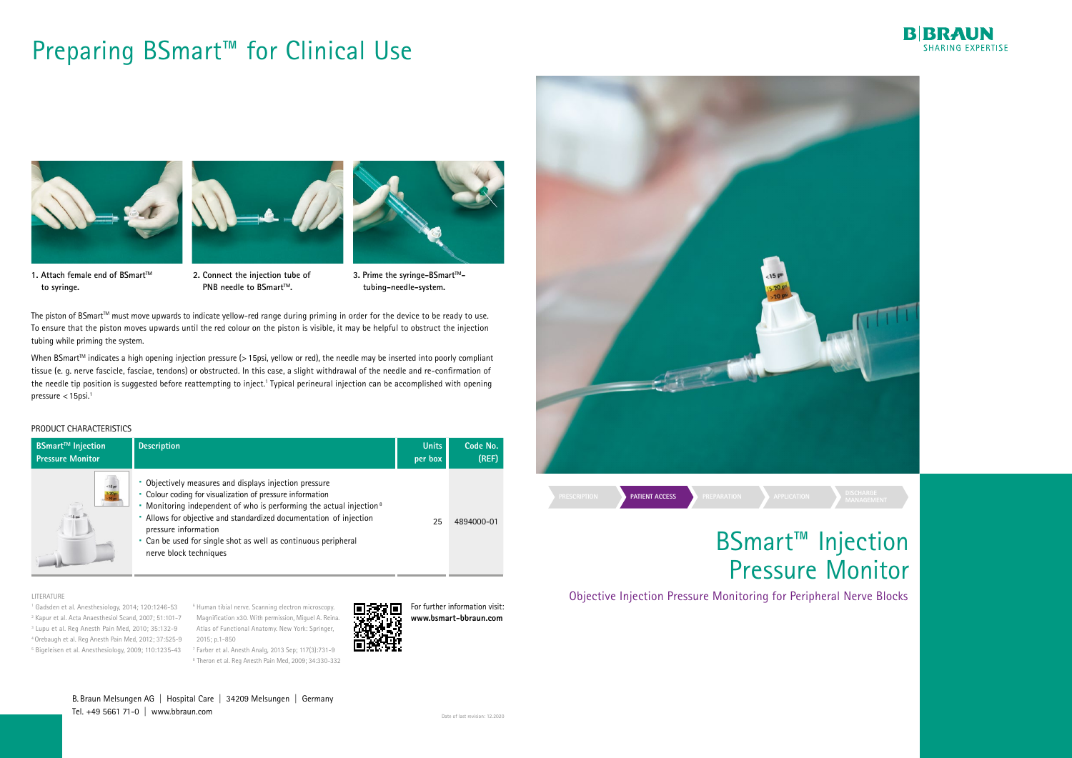# Preparing BSmart™ for Clinical Use

1. Attach female end of BSmart™ to syringe.

2. Connect the injection tube of PNB needle to BSmart™.

3. Prime the syringe-BSmart™-tubing-needle-system.

The piston of BSmart™ must move upwards to indicate yellow-red range during priming in order for the device to be ready to use. To ensure that the piston moves upwards until the red colour on the piston is visible, it may be helpful to obstruct the injection tubing while priming the system.

When BSmart™ indicates a high opening injection pressure (> 15psi, yellow or red), the needle may be inserted into poorly compliant tissue (e. g. nerve fascicle, fasciae, tendons) or obstructed. In this case, a slight withdrawal of the needle and re-confirmation of the needle tip position is suggested before reattempting to inject.[1] Typical perineural injection can be accomplished with opening pressure < 15psi.[1]

## PRODUCT CHARACTERISTICS

| BSmart™ Injection Pressure Monitor | Description | Units per box | Code No. (REF) |
|---|---|---|---|
| | • Objectively measures and displays injection pressure<br>• Colour coding for visualization of pressure information<br>• Monitoring independent of who is performing the actual injection[8]<br>• Allows for objective and standardized documentation of injection pressure information<br>• Can be used for single shot as well as continuous peripheral nerve block techniques | 25 | 4894000-01 |

## LITERATURE

[1] Gadsden et al. Anesthesiology, 2014; 120:1246-53
[2] Kapur et al. Acta Anaesthesiol Scand, 2007; 51:101-7
[3] Lupu et al. Reg Anesth Pain Med, 2010; 35:132-9
[4] Orebaugh et al. Reg Anesth Pain Med, 2012; 37:525-9
[5] Bigeleisen et al. Anesthesiology, 2009; 110:1235-43
[6] Human tibial nerve. Scanning electron microscopy. Magnification x30. With permission, Miguel A. Reina. Atlas of Functional Anatomy. New York: Springer, 2015; p.1-850
[7] Farber et al. Anesth Analg, 2013 Sep; 117(3):731-9
[8] Theron et al. Reg Anesth Pain Med, 2009; 34:330-332

For further information visit:
**www.bsmart-bbraun.com**

B. Braun Melsungen AG | Hospital Care | 34209 Melsungen | Germany
Tel. +49 5661 71-0 | www.bbraun.com

Date of last revision: 12.2020

B|BRAUN
SHARING EXPERTISE

PRESCRIPTION | **PATIENT ACCESS** | PREPARATION | APPLICATION | DISCHARGE MANAGEMENT

# BSmart™ Injection Pressure Monitor

## Objective Injection Pressure Monitoring for Peripheral Nerve Blocks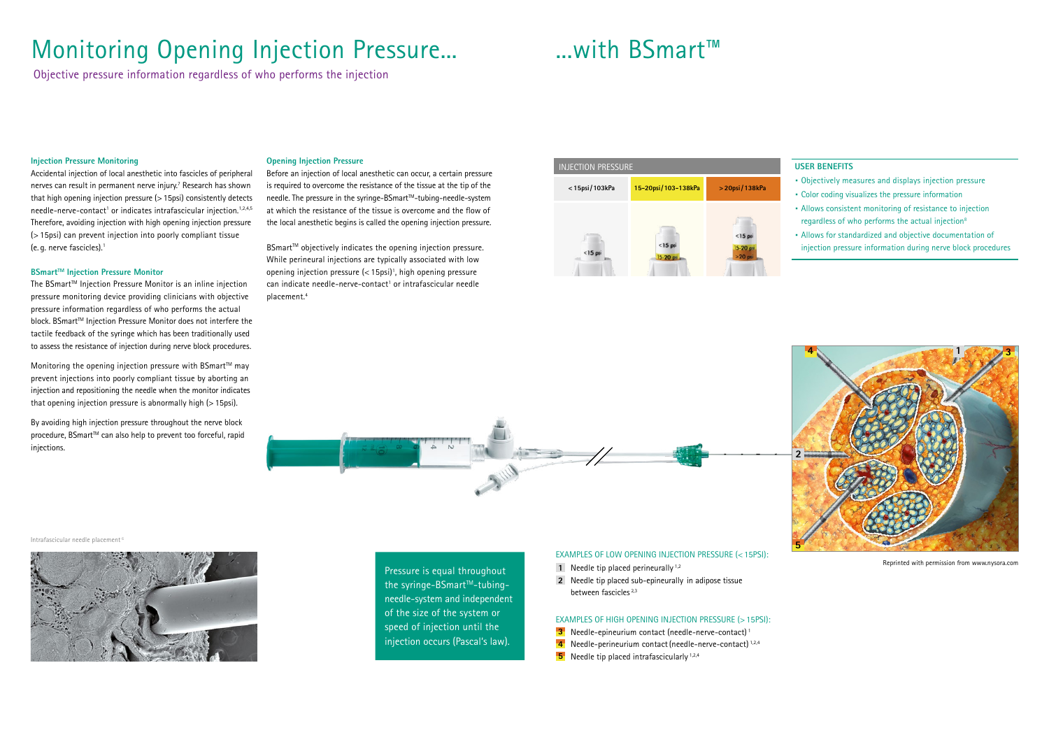# Monitoring Opening Injection Pressure... ...with BSmart™

Objective pressure information regardless of who performs the injection

### Injection Pressure Monitoring

Accidental injection of local anesthetic into fascicles of peripheral nerves can result in permanent nerve injury.[7] Research has shown that high opening injection pressure (> 15psi) consistently detects needle-nerve-contact[1] or indicates intrafascicular injection.[1,2,4,5] Therefore, avoiding injection with high opening injection pressure (> 15psi) can prevent injection into poorly compliant tissue (e. g. nerve fascicles).[1]

### BSmart™ Injection Pressure Monitor

The BSmart™ Injection Pressure Monitor is an inline injection pressure monitoring device providing clinicians with objective pressure information regardless of who performs the actual block. BSmart™ Injection Pressure Monitor does not interfere the tactile feedback of the syringe which has been traditionally used to assess the resistance of injection during nerve block procedures.

Monitoring the opening injection pressure with BSmart™ may prevent injections into poorly compliant tissue by aborting an injection and repositioning the needle when the monitor indicates that opening injection pressure is abnormally high (> 15psi).

By avoiding high injection pressure throughout the nerve block procedure, BSmart™ can also help to prevent too forceful, rapid injections.

### Opening Injection Pressure

Before an injection of local anesthetic can occur, a certain pressure is required to overcome the resistance of the tissue at the tip of the needle. The pressure in the syringe-BSmart™-tubing-needle-system at which the resistance of the tissue is overcome and the flow of the local anesthetic begins is called the opening injection pressure.

BSmart™ objectively indicates the opening injection pressure. While perineural injections are typically associated with low opening injection pressure (< 15psi)[1], high opening pressure can indicate needle-nerve-contact[1] or intrafascicular needle placement.[4]

| INJECTION PRESSURE | | |
|---|---|---|
| < 15psi / 103kPa | 15–20psi / 103–138kPa | > 20psi / 138kPa |

### USER BENEFITS

- Objectively measures and displays injection pressure
- Color coding visualizes the pressure information
- Allows consistent monitoring of resistance to injection regardless of who performs the actual injection[8]
- Allows for standardized and objective documentation of injection pressure information during nerve block procedures

Intrafascicular needle placement[6]

Pressure is equal throughout the syringe-BSmart™-tubing-needle-system and independent of the size of the system or speed of injection until the injection occurs (Pascal's law).

### EXAMPLES OF LOW OPENING INJECTION PRESSURE (< 15PSI):

1. Needle tip placed perineurally[1,2]
2. Needle tip placed sub-epineurally in adipose tissue between fascicles[2,3]

### EXAMPLES OF HIGH OPENING INJECTION PRESSURE (> 15PSI):

3. Needle-epineurium contact (needle-nerve-contact)[1]
4. Needle-perineurium contact (needle-nerve-contact)[1,2,4]
5. Needle tip placed intrafascicularly[1,2,4]

Reprinted with permission from www.nysora.com